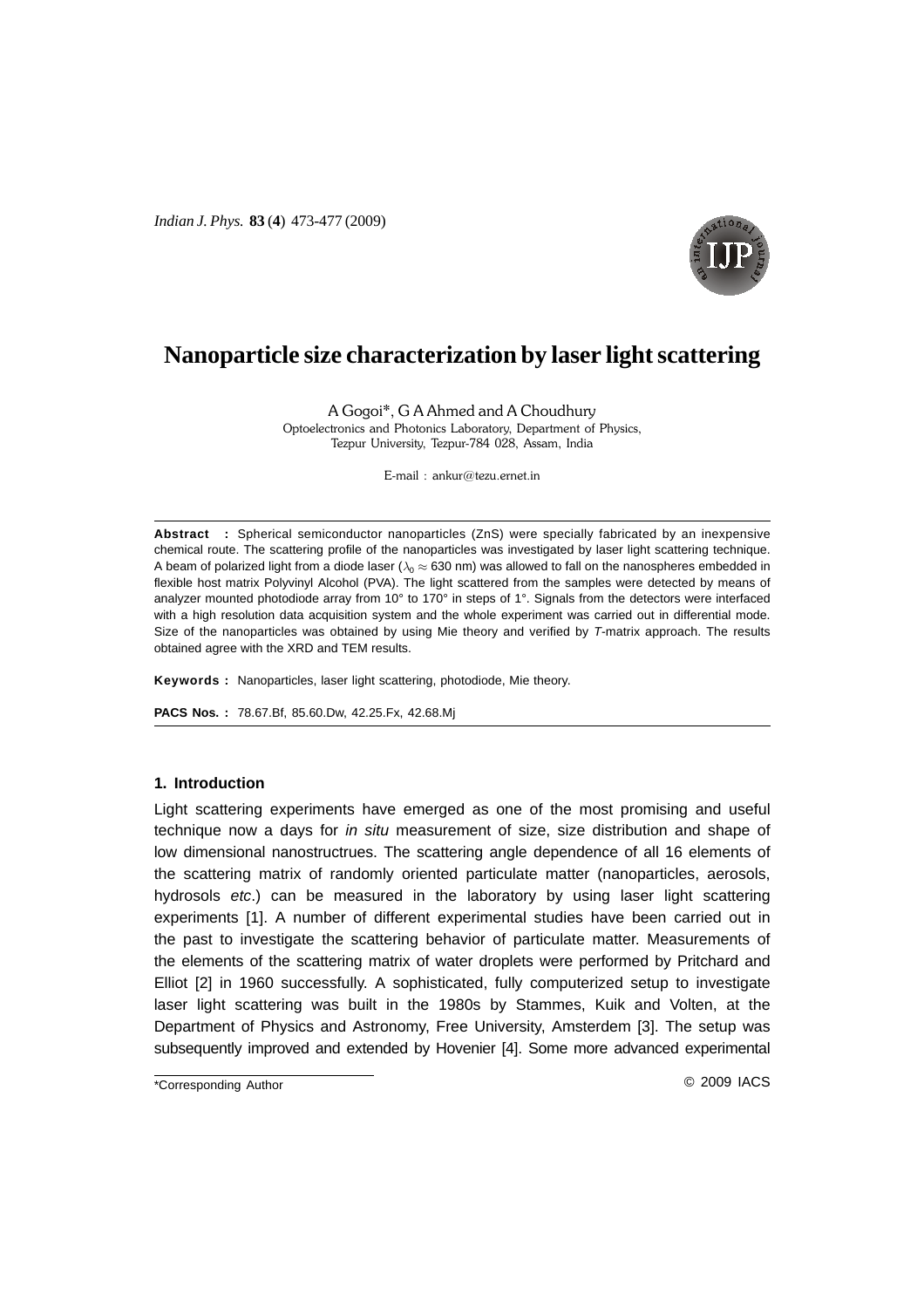# Nanoparticle size characterization by laser light scattering

A Gogoi*, G A Ahmed and A Choudhury

Optoelectronics and Photonics Laboratory, Department of Physics, Tezpur University, Tezpur-784 028, Assam, India

E-mail : ankur@tezu.ernet.in

**Abstract :** Spherical semiconductor nanoparticles (ZnS) were specially fabricated by an inexpensive chemical route. The scattering profile of the nanoparticles was investigated by laser light scattering technique. A beam of polarized light from a diode laser ($\lambda_0 \approx 630$ nm) was allowed to fall on the nanospheres embedded in flexible host matrix Polyvinyl Alcohol (PVA). The light scattered from the samples were detected by means of analyzer mounted photodiode array from 10° to 170° in steps of 1°. Signals from the detectors were interfaced with a high resolution data acquisition system and the whole experiment was carried out in differential mode. Size of the nanoparticles was obtained by using Mie theory and verified by *T*-matrix approach. The results obtained agree with the XRD and TEM results.

**Keywords :** Nanoparticles, laser light scattering, photodiode, Mie theory.

**PACS Nos. :** 78.67.Bf, 85.60.Dw, 42.25.Fx, 42.68.Mj

## 1. Introduction

Light scattering experiments have emerged as one of the most promising and useful technique now a days for *in situ* measurement of size, size distribution and shape of low dimensional nanostructrues. The scattering angle dependence of all 16 elements of the scattering matrix of randomly oriented particulate matter (nanoparticles, aerosols, hydrosols *etc*.) can be measured in the laboratory by using laser light scattering experiments [1]. A number of different experimental studies have been carried out in the past to investigate the scattering behavior of particulate matter. Measurements of the elements of the scattering matrix of water droplets were performed by Pritchard and Elliot [2] in 1960 successfully. A sophisticated, fully computerized setup to investigate laser light scattering was built in the 1980s by Stammes, Kuik and Volten, at the Department of Physics and Astronomy, Free University, Amsterdem [3]. The setup was subsequently improved and extended by Hovenier [4]. Some more advanced experimental

*Corresponding Author

© 2009 IACS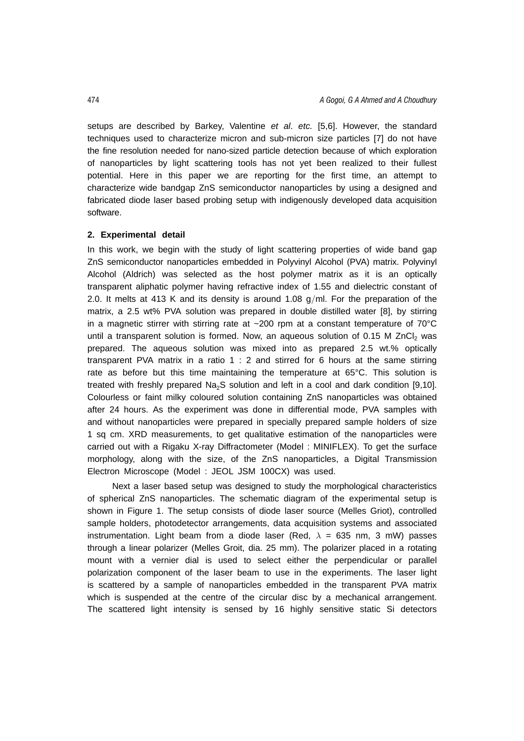setups are described by Barkey, Valentine *et al*. *etc.* [5,6]. However, the standard techniques used to characterize micron and sub-micron size particles [7] do not have the fine resolution needed for nano-sized particle detection because of which exploration of nanoparticles by light scattering tools has not yet been realized to their fullest potential. Here in this paper we are reporting for the first time, an attempt to characterize wide bandgap ZnS semiconductor nanoparticles by using a designed and fabricated diode laser based probing setup with indigenously developed data acquisition software.

#### 2. Experimental detail

In this work, we begin with the study of light scattering properties of wide band gap ZnS semiconductor nanoparticles embedded in Polyvinyl Alcohol (PVA) matrix. Polyvinyl Alcohol (Aldrich) was selected as the host polymer matrix as it is an optically transparent aliphatic polymer having refractive index of 1.55 and dielectric constant of 2.0. It melts at 413 K and its density is around 1.08 g/ml. For the preparation of the matrix, a 2.5 wt% PVA solution was prepared in double distilled water [8], by stirring in a magnetic stirrer with stirring rate at ~200 rpm at a constant temperature of 70°C until a transparent solution is formed. Now, an aqueous solution of 0.15 M $ZnCl_2$ was prepared. The aqueous solution was mixed into as prepared 2.5 wt.% optically transparent PVA matrix in a ratio 1 : 2 and stirred for 6 hours at the same stirring rate as before but this time maintaining the temperature at 65°C. This solution is treated with freshly prepared $Na_2S$ solution and left in a cool and dark condition [9,10]. Colourless or faint milky coloured solution containing ZnS nanoparticles was obtained after 24 hours. As the experiment was done in differential mode, PVA samples with and without nanoparticles were prepared in specially prepared sample holders of size 1 sq cm. XRD measurements, to get qualitative estimation of the nanoparticles were carried out with a Rigaku X-ray Diffractometer (Model : MINIFLEX). To get the surface morphology, along with the size, of the ZnS nanoparticles, a Digital Transmission Electron Microscope (Model : JEOL JSM 100CX) was used.

Next a laser based setup was designed to study the morphological characteristics of spherical ZnS nanoparticles. The schematic diagram of the experimental setup is shown in Figure 1. The setup consists of diode laser source (Melles Griot), controlled sample holders, photodetector arrangements, data acquisition systems and associated instrumentation. Light beam from a diode laser (Red, $\lambda$ = 635 nm, 3 mW) passes through a linear polarizer (Melles Groit, dia. 25 mm). The polarizer placed in a rotating mount with a vernier dial is used to select either the perpendicular or parallel polarization component of the laser beam to use in the experiments. The laser light is scattered by a sample of nanoparticles embedded in the transparent PVA matrix which is suspended at the centre of the circular disc by a mechanical arrangement. The scattered light intensity is sensed by 16 highly sensitive static Si detectors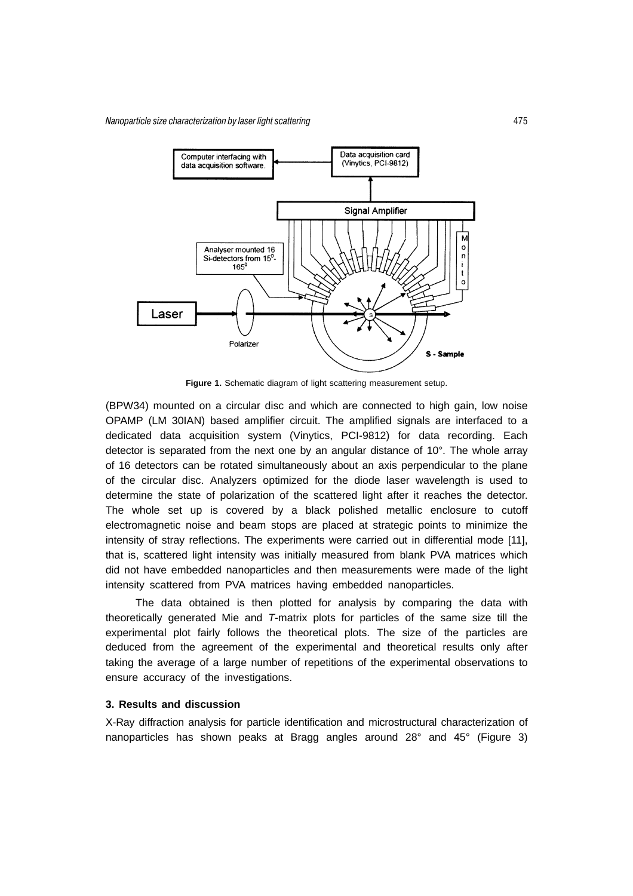Figure 1. Schematic diagram of light scattering measurement setup.

(BPW34) mounted on a circular disc and which are connected to high gain, low noise OPAMP (LM 30IAN) based amplifier circuit. The amplified signals are interfaced to a dedicated data acquisition system (Vinytics, PCI-9812) for data recording. Each detector is separated from the next one by an angular distance of 10°. The whole array of 16 detectors can be rotated simultaneously about an axis perpendicular to the plane of the circular disc. Analyzers optimized for the diode laser wavelength is used to determine the state of polarization of the scattered light after it reaches the detector. The whole set up is covered by a black polished metallic enclosure to cutoff electromagnetic noise and beam stops are placed at strategic points to minimize the intensity of stray reflections. The experiments were carried out in differential mode [11], that is, scattered light intensity was initially measured from blank PVA matrices which did not have embedded nanoparticles and then measurements were made of the light intensity scattered from PVA matrices having embedded nanoparticles.

The data obtained is then plotted for analysis by comparing the data with theoretically generated Mie and *T*-matrix plots for particles of the same size till the experimental plot fairly follows the theoretical plots. The size of the particles are deduced from the agreement of the experimental and theoretical results only after taking the average of a large number of repetitions of the experimental observations to ensure accuracy of the investigations.

### 3. Results and discussion

X-Ray diffraction analysis for particle identification and microstructural characterization of nanoparticles has shown peaks at Bragg angles around 28° and 45° (Figure 3)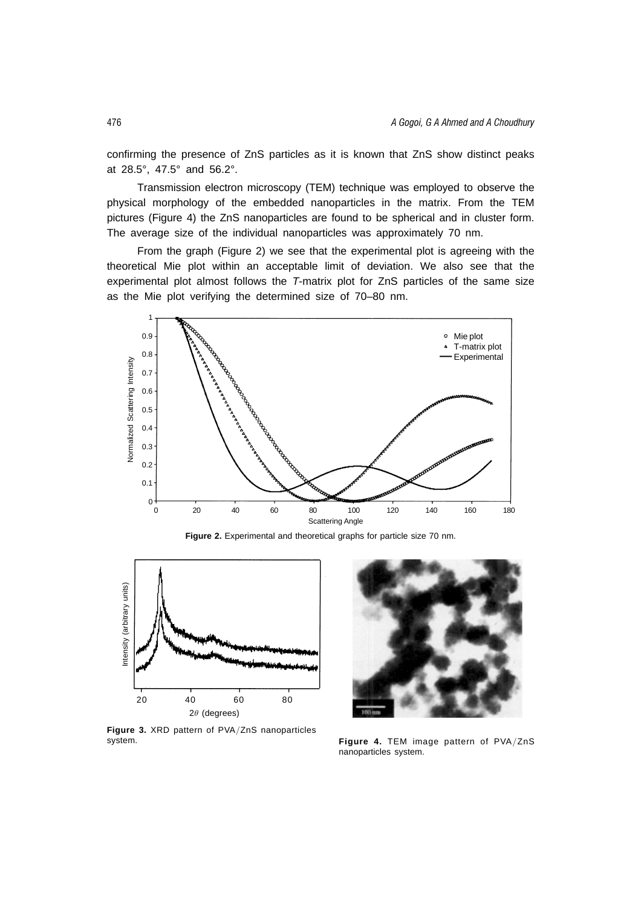confirming the presence of ZnS particles as it is known that ZnS show distinct peaks at 28.5°, 47.5° and 56.2°.

Transmission electron microscopy (TEM) technique was employed to observe the physical morphology of the embedded nanoparticles in the matrix. From the TEM pictures (Figure 4) the ZnS nanoparticles are found to be spherical and in cluster form. The average size of the individual nanoparticles was approximately 70 nm.

From the graph (Figure 2) we see that the experimental plot is agreeing with the theoretical Mie plot within an acceptable limit of deviation. We also see that the experimental plot almost follows the *T*-matrix plot for ZnS particles of the same size as the Mie plot verifying the determined size of 70–80 nm.

**Figure 2.** Experimental and theoretical graphs for particle size 70 nm.

**Figure 3.** XRD pattern of PVA/ZnS nanoparticles system.

**Figure 4.** TEM image pattern of PVA/ZnS nanoparticles system.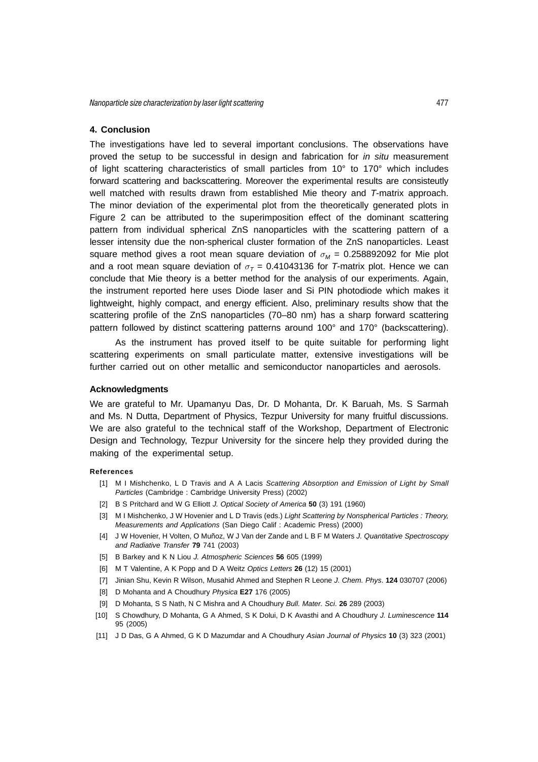## 4. Conclusion

The investigations have led to several important conclusions. The observations have proved the setup to be successful in design and fabrication for *in situ* measurement of light scattering characteristics of small particles from 10° to 170° which includes forward scattering and backscattering. Moreover the experimental results are consisteutly well matched with results drawn from established Mie theory and *T*-matrix approach. The minor deviation of the experimental plot from the theoretically generated plots in Figure 2 can be attributed to the superimposition effect of the dominant scattering pattern from individual spherical ZnS nanoparticles with the scattering pattern of a lesser intensity due the non-spherical cluster formation of the ZnS nanoparticles. Least square method gives a root mean square deviation of $\sigma_M$ = 0.258892092 for Mie plot and a root mean square deviation of $\sigma_T$ = 0.41043136 for *T*-matrix plot. Hence we can conclude that Mie theory is a better method for the analysis of our experiments. Again, the instrument reported here uses Diode laser and Si PIN photodiode which makes it lightweight, highly compact, and energy efficient. Also, preliminary results show that the scattering profile of the ZnS nanoparticles (70–80 nm) has a sharp forward scattering pattern followed by distinct scattering patterns around 100° and 170° (backscattering).

As the instrument has proved itself to be quite suitable for performing light scattering experiments on small particulate matter, extensive investigations will be further carried out on other metallic and semiconductor nanoparticles and aerosols.

### Acknowledgments

We are grateful to Mr. Upamanyu Das, Dr. D Mohanta, Dr. K Baruah, Ms. S Sarmah and Ms. N Dutta, Department of Physics, Tezpur University for many fruitful discussions. We are also grateful to the technical staff of the Workshop, Department of Electronic Design and Technology, Tezpur University for the sincere help they provided during the making of the experimental setup.

### References

[1] M I Mishchenko, L D Travis and A A Lacis *Scattering Absorption and Emission of Light by Small Particles* (Cambridge : Cambridge University Press) (2002)

[2] B S Pritchard and W G Elliott *J. Optical Society of America* **50** (3) 191 (1960)

[3] M I Mishchenko, J W Hovenier and L D Travis (eds.) *Light Scattering by Nonspherical Particles : Theory, Measurements and Applications* (San Diego Calif : Academic Press) (2000)

[4] J W Hovenier, H Volten, O Muñoz, W J Van der Zande and L B F M Waters *J. Quantitative Spectroscopy and Radiative Transfer* **79** 741 (2003)

[5] B Barkey and K N Liou *J. Atmospheric Sciences* **56** 605 (1999)

[6] M T Valentine, A K Popp and D A Weitz *Optics Letters* **26** (12) 15 (2001)

[7] Jinian Shu, Kevin R Wilson, Musahid Ahmed and Stephen R Leone *J. Chem. Phys*. **124** 030707 (2006)

[8] D Mohanta and A Choudhury *Physica* **E27** 176 (2005)

[9] D Mohanta, S S Nath, N C Mishra and A Choudhury *Bull. Mater. Sci*. **26** 289 (2003)

[10] S Chowdhury, D Mohanta, G A Ahmed, S K Dolui, D K Avasthi and A Choudhury *J. Luminescence* **114** 95 (2005)

[11] J D Das, G A Ahmed, G K D Mazumdar and A Choudhury *Asian Journal of Physics* **10** (3) 323 (2001)